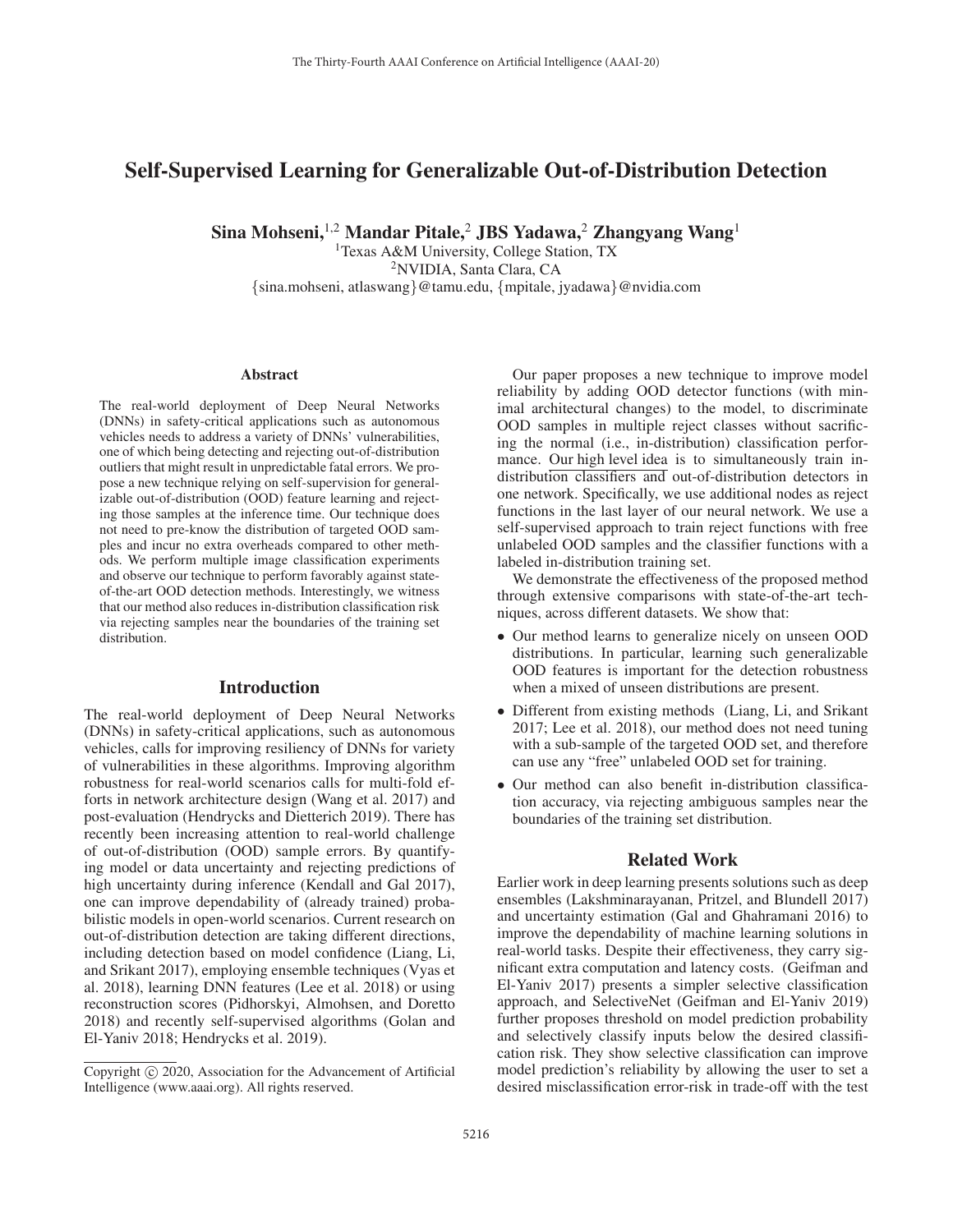# Self-Supervised Learning for Generalizable Out-of-Distribution Detection

**Sina Mohseni,[1,2] Mandar Pitale,[2] JBS Yadawa,[2] Zhangyang Wang[1]**

[1]Texas A&M University, College Station, TX
[2]NVIDIA, Santa Clara, CA
{sina.mohseni, atlaswang}@tamu.edu, {mpitale, jyadawa}@nvidia.com

## Abstract

The real-world deployment of Deep Neural Networks (DNNs) in safety-critical applications such as autonomous vehicles needs to address a variety of DNNs' vulnerabilities, one of which being detecting and rejecting out-of-distribution outliers that might result in unpredictable fatal errors. We propose a new technique relying on self-supervision for generalizable out-of-distribution (OOD) feature learning and rejecting those samples at the inference time. Our technique does not need to pre-know the distribution of targeted OOD samples and incur no extra overheads compared to other methods. We perform multiple image classification experiments and observe our technique to perform favorably against state-of-the-art OOD detection methods. Interestingly, we witness that our method also reduces in-distribution classification risk via rejecting samples near the boundaries of the training set distribution.

## Introduction

The real-world deployment of Deep Neural Networks (DNNs) in safety-critical applications, such as autonomous vehicles, calls for improving resiliency of DNNs for variety of vulnerabilities in these algorithms. Improving algorithm robustness for real-world scenarios calls for multi-fold efforts in network architecture design (Wang et al. 2017) and post-evaluation (Hendrycks and Dietterich 2019). There has recently been increasing attention to real-world challenge of out-of-distribution (OOD) sample errors. By quantifying model or data uncertainty and rejecting predictions of high uncertainty during inference (Kendall and Gal 2017), one can improve dependability of (already trained) probabilistic models in open-world scenarios. Current research on out-of-distribution detection are taking different directions, including detection based on model confidence (Liang, Li, and Srikant 2017), employing ensemble techniques (Vyas et al. 2018), learning DNN features (Lee et al. 2018) or using reconstruction scores (Pidhorskyi, Almohsen, and Doretto 2018) and recently self-supervised algorithms (Golan and El-Yaniv 2018; Hendrycks et al. 2019).

Copyright © 2020, Association for the Advancement of Artificial Intelligence (www.aaai.org). All rights reserved.

Our paper proposes a new technique to improve model reliability by adding OOD detector functions (with minimal architectural changes) to the model, to discriminate OOD samples in multiple reject classes without sacrificing the normal (i.e., in-distribution) classification performance. Our high level idea is to simultaneously train in-distribution classifiers and out-of-distribution detectors in one network. Specifically, we use additional nodes as reject functions in the last layer of our neural network. We use a self-supervised approach to train reject functions with free unlabeled OOD samples and the classifier functions with a labeled in-distribution training set.

We demonstrate the effectiveness of the proposed method through extensive comparisons with state-of-the-art techniques, across different datasets. We show that:

- Our method learns to generalize nicely on unseen OOD distributions. In particular, learning such generalizable OOD features is important for the detection robustness when a mixed of unseen distributions are present.
- Different from existing methods (Liang, Li, and Srikant 2017; Lee et al. 2018), our method does not need tuning with a sub-sample of the targeted OOD set, and therefore can use any "free" unlabeled OOD set for training.
- Our method can also benefit in-distribution classification accuracy, via rejecting ambiguous samples near the boundaries of the training set distribution.

## Related Work

Earlier work in deep learning presents solutions such as deep ensembles (Lakshminarayanan, Pritzel, and Blundell 2017) and uncertainty estimation (Gal and Ghahramani 2016) to improve the dependability of machine learning solutions in real-world tasks. Despite their effectiveness, they carry significant extra computation and latency costs. (Geifman and El-Yaniv 2017) presents a simpler selective classification approach, and SelectiveNet (Geifman and El-Yaniv 2019) further proposes threshold on model prediction probability and selectively classify inputs below the desired classification risk. They show selective classification can improve model prediction's reliability by allowing the user to set a desired misclassification error-risk in trade-off with the test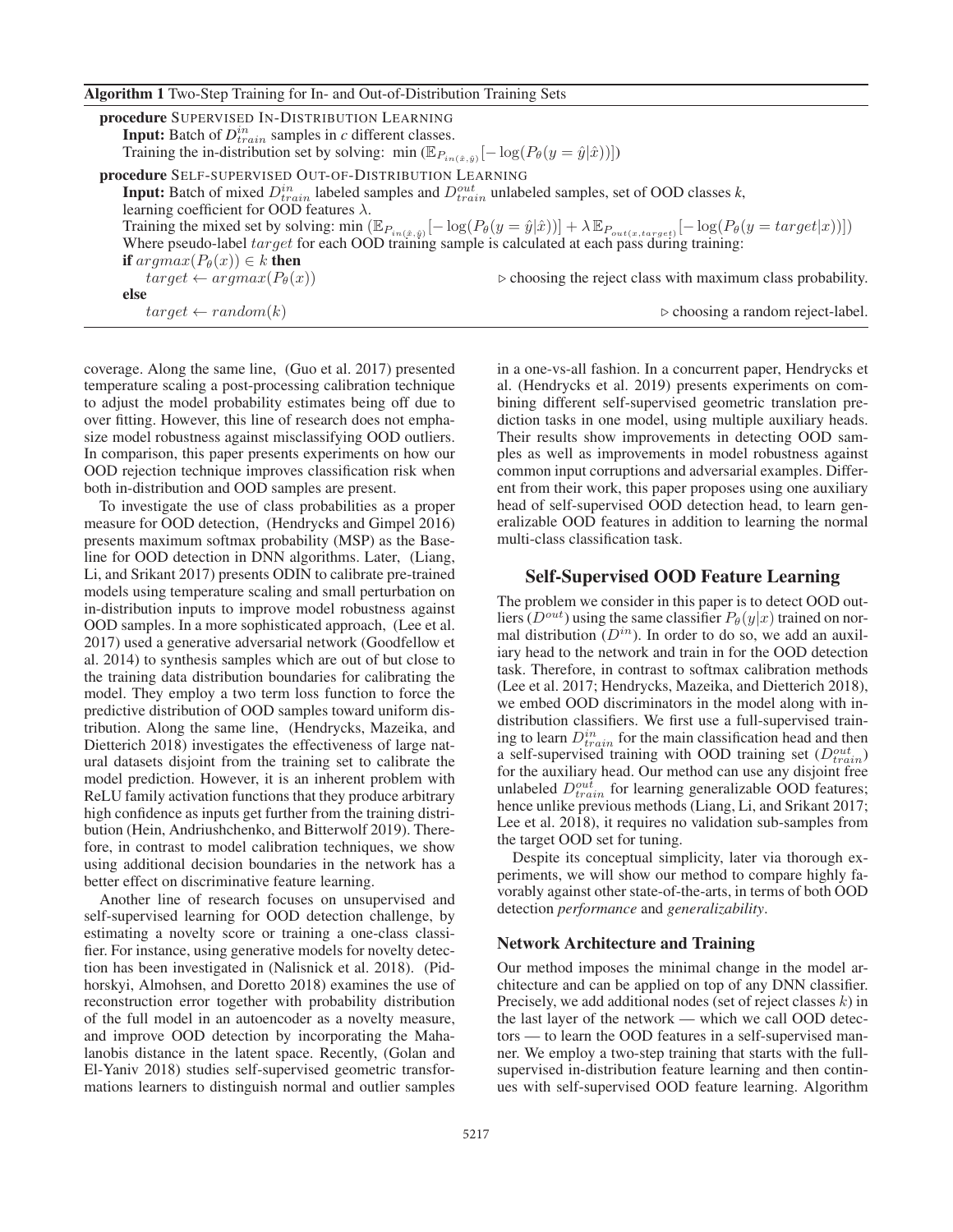**Algorithm 1** Two-Step Training for In- and Out-of-Distribution Training Sets

**procedure** SUPERVISED IN-DISTRIBUTION LEARNING
  **Input:** Batch of $D^{in}_{train}$ samples in $c$ different classes.
  Training the in-distribution set by solving: $\min \left(\mathbb{E}_{P_{in(\hat{x},\hat{y})}}[-\log(P_\theta(y=\hat{y}|\hat{x}))]\right)$

**procedure** SELF-SUPERVISED OUT-OF-DISTRIBUTION LEARNING
  **Input:** Batch of mixed $D^{in}_{train}$ labeled samples and $D^{out}_{train}$ unlabeled samples, set of OOD classes $k$, learning coefficient for OOD features $\lambda$.
  Training the mixed set by solving: $\min \left(\mathbb{E}_{P_{in(\hat{x},\hat{y})}}[-\log(P_\theta(y=\hat{y}|\hat{x}))] + \lambda\, \mathbb{E}_{P_{out(x,target)}}[-\log(P_\theta(y=target|x))]\right)$
  Where pseudo-label $target$ for each OOD training sample is calculated at each pass during training:
  **if** $argmax(P_\theta(x)) \in k$ **then**
    $target \leftarrow argmax(P_\theta(x))$  ▷ choosing the reject class with maximum class probability.
  **else**
    $target \leftarrow random(k)$  ▷ choosing a random reject-label.

coverage. Along the same line, (Guo et al. 2017) presented temperature scaling a post-processing calibration technique to adjust the model probability estimates being off due to over fitting. However, this line of research does not emphasize model robustness against misclassifying OOD outliers. In comparison, this paper presents experiments on how our OOD rejection technique improves classification risk when both in-distribution and OOD samples are present.

To investigate the use of class probabilities as a proper measure for OOD detection, (Hendrycks and Gimpel 2016) presents maximum softmax probability (MSP) as the Baseline for OOD detection in DNN algorithms. Later, (Liang, Li, and Srikant 2017) presents ODIN to calibrate pre-trained models using temperature scaling and small perturbation on in-distribution inputs to improve model robustness against OOD samples. In a more sophisticated approach, (Lee et al. 2017) used a generative adversarial network (Goodfellow et al. 2014) to synthesis samples which are out of but close to the training data distribution boundaries for calibrating the model. They employ a two term loss function to force the predictive distribution of OOD samples toward uniform distribution. Along the same line, (Hendrycks, Mazeika, and Dietterich 2018) investigates the effectiveness of large natural datasets disjoint from the training set to calibrate the model prediction. However, it is an inherent problem with ReLU family activation functions that they produce arbitrary high confidence as inputs get further from the training distribution (Hein, Andriushchenko, and Bitterwolf 2019). Therefore, in contrast to model calibration techniques, we show using additional decision boundaries in the network has a better effect on discriminative feature learning.

Another line of research focuses on unsupervised and self-supervised learning for OOD detection challenge, by estimating a novelty score or training a one-class classifier. For instance, using generative models for novelty detection has been investigated in (Nalisnick et al. 2018). (Pidhorskyi, Almohsen, and Doretto 2018) examines the use of reconstruction error together with probability distribution of the full model in an autoencoder as a novelty measure, and improve OOD detection by incorporating the Mahalanobis distance in the latent space. Recently, (Golan and El-Yaniv 2018) studies self-supervised geometric transformations learners to distinguish normal and outlier samples in a one-vs-all fashion. In a concurrent paper, Hendrycks et al. (Hendrycks et al. 2019) presents experiments on combining different self-supervised geometric translation prediction tasks in one model, using multiple auxiliary heads. Their results show improvements in detecting OOD samples as well as improvements in model robustness against common input corruptions and adversarial examples. Different from their work, this paper proposes using one auxiliary head of self-supervised OOD detection head, to learn generalizable OOD features in addition to learning the normal multi-class classification task.

## Self-Supervised OOD Feature Learning

The problem we consider in this paper is to detect OOD outliers ($D^{out}$) using the same classifier $P_\theta(y|x)$ trained on normal distribution ($D^{in}$). In order to do so, we add an auxiliary head to the network and train in for the OOD detection task. Therefore, in contrast to softmax calibration methods (Lee et al. 2017; Hendrycks, Mazeika, and Dietterich 2018), we embed OOD discriminators in the model along with in-distribution classifiers. We first use a full-supervised training to learn $D^{in}_{train}$ for the main classification head and then a self-supervised training with OOD training set ($D^{out}_{train}$) for the auxiliary head. Our method can use any disjoint free unlabeled $D^{out}_{train}$ for learning generalizable OOD features; hence unlike previous methods (Liang, Li, and Srikant 2017; Lee et al. 2018), it requires no validation sub-samples from the target OOD set for tuning.

Despite its conceptual simplicity, later via thorough experiments, we will show our method to compare highly favorably against other state-of-the-arts, in terms of both OOD detection *performance* and *generalizability*.

### Network Architecture and Training

Our method imposes the minimal change in the model architecture and can be applied on top of any DNN classifier. Precisely, we add additional nodes (set of reject classes $k$) in the last layer of the network — which we call OOD detectors — to learn the OOD features in a self-supervised manner. We employ a two-step training that starts with the full-supervised in-distribution feature learning and then continues with self-supervised OOD feature learning. Algorithm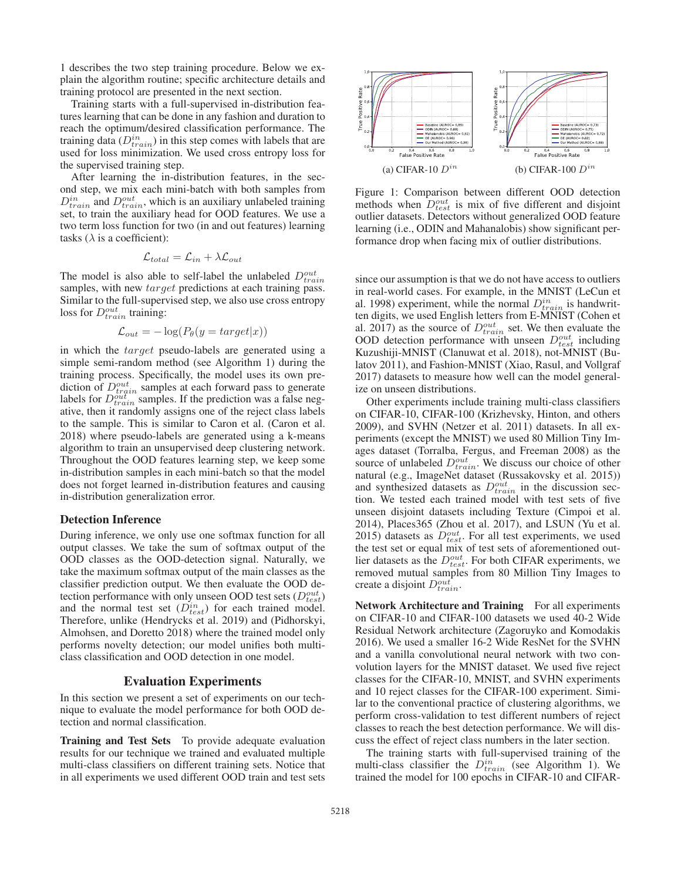1 describes the two step training procedure. Below we explain the algorithm routine; specific architecture details and training protocol are presented in the next section.

Training starts with a full-supervised in-distribution features learning that can be done in any fashion and duration to reach the optimum/desired classification performance. The training data ($D^{in}_{train}$) in this step comes with labels that are used for loss minimization. We used cross entropy loss for the supervised training step.

After learning the in-distribution features, in the second step, we mix each mini-batch with both samples from $D^{in}_{train}$ and $D^{out}_{train}$, which is an auxiliary unlabeled training set, to train the auxiliary head for OOD features. We use a two term loss function for two (in and out features) learning tasks ($\lambda$ is a coefficient):

$$\mathcal{L}_{total} = \mathcal{L}_{in} + \lambda \mathcal{L}_{out}$$

The model is also able to self-label the unlabeled $D^{out}_{train}$ samples, with new $target$ predictions at each training pass. Similar to the full-supervised step, we also use cross entropy loss for $D^{out}_{train}$ training:

$$\mathcal{L}_{out} = -\log(P_\theta(y = target|x))$$

in which the $target$ pseudo-labels are generated using a simple semi-random method (see Algorithm 1) during the training process. Specifically, the model uses its own prediction of $D^{out}_{train}$ samples at each forward pass to generate labels for $D^{out}_{train}$ samples. If the prediction was a false negative, then it randomly assigns one of the reject class labels to the sample. This is similar to Caron et al. (Caron et al. 2018) where pseudo-labels are generated using a k-means algorithm to train an unsupervised deep clustering network. Throughout the OOD features learning step, we keep some in-distribution samples in each mini-batch so that the model does not forget learned in-distribution features and causing in-distribution generalization error.

### Detection Inference

During inference, we only use one softmax function for all output classes. We take the sum of softmax output of the OOD classes as the OOD-detection signal. Naturally, we take the maximum softmax output of the main classes as the classifier prediction output. We then evaluate the OOD detection performance with only unseen OOD test sets ($D^{out}_{test}$) and the normal test set ($D^{in}_{test}$) for each trained model. Therefore, unlike (Hendrycks et al. 2019) and (Pidhorskyi, Almohsen, and Doretto 2018) where the trained model only performs novelty detection; our model unifies both multi-class classification and OOD detection in one model.

## Evaluation Experiments

In this section we present a set of experiments on our technique to evaluate the model performance for both OOD detection and normal classification.

**Training and Test Sets** To provide adequate evaluation results for our technique we trained and evaluated multiple multi-class classifiers on different training sets. Notice that in all experiments we used different OOD train and test sets since our assumption is that we do not have access to outliers in real-world cases. For example, in the MNIST (LeCun et al. 1998) experiment, while the normal $D^{in}_{train}$ is handwritten digits, we used English letters from E-MNIST (Cohen et al. 2017) as the source of $D^{out}_{train}$ set. We then evaluate the OOD detection performance with unseen $D^{out}_{test}$ including Kuzushiji-MNIST (Clanuwat et al. 2018), not-MNIST (Bulatov 2011), and Fashion-MNIST (Xiao, Rasul, and Vollgraf 2017) datasets to measure how well can the model generalize on unseen distributions.

Figure 1: Comparison between different OOD detection methods when $D^{out}_{test}$ is mix of five different and disjoint outlier datasets. Detectors without generalized OOD feature learning (i.e., ODIN and Mahanalobis) show significant performance drop when facing mix of outlier distributions.

(a) CIFAR-10 $D^{in}$ (b) CIFAR-100 $D^{in}$

Other experiments include training multi-class classifiers on CIFAR-10, CIFAR-100 (Krizhevsky, Hinton, and others 2009), and SVHN (Netzer et al. 2011) datasets. In all experiments (except the MNIST) we used 80 Million Tiny Images dataset (Torralba, Fergus, and Freeman 2008) as the source of unlabeled $D^{out}_{train}$. We discuss our choice of other natural (e.g., ImageNet dataset (Russakovsky et al. 2015)) and synthesized datasets as $D^{out}_{train}$ in the discussion section. We tested each trained model with test sets of five unseen disjoint datasets including Texture (Cimpoi et al. 2014), Places365 (Zhou et al. 2017), and LSUN (Yu et al. 2015) datasets as $D^{out}_{test}$. For all test experiments, we used the test set or equal mix of test sets of aforementioned outlier datasets as the $D^{out}_{test}$. For both CIFAR experiments, we removed mutual samples from 80 Million Tiny Images to create a disjoint $D^{out}_{train}$.

**Network Architecture and Training** For all experiments on CIFAR-10 and CIFAR-100 datasets we used 40-2 Wide Residual Network architecture (Zagoruyko and Komodakis 2016). We used a smaller 16-2 Wide ResNet for the SVHN and a vanilla convolutional neural network with two convolution layers for the MNIST dataset. We used five reject classes for the CIFAR-10, MNIST, and SVHN experiments and 10 reject classes for the CIFAR-100 experiment. Similar to the conventional practice of clustering algorithms, we perform cross-validation to test different numbers of reject classes to reach the best detection performance. We will discuss the effect of reject class numbers in the later section.

The training starts with full-supervised training of the multi-class classifier the $D^{in}_{train}$ (see Algorithm 1). We trained the model for 100 epochs in CIFAR-10 and CIFAR-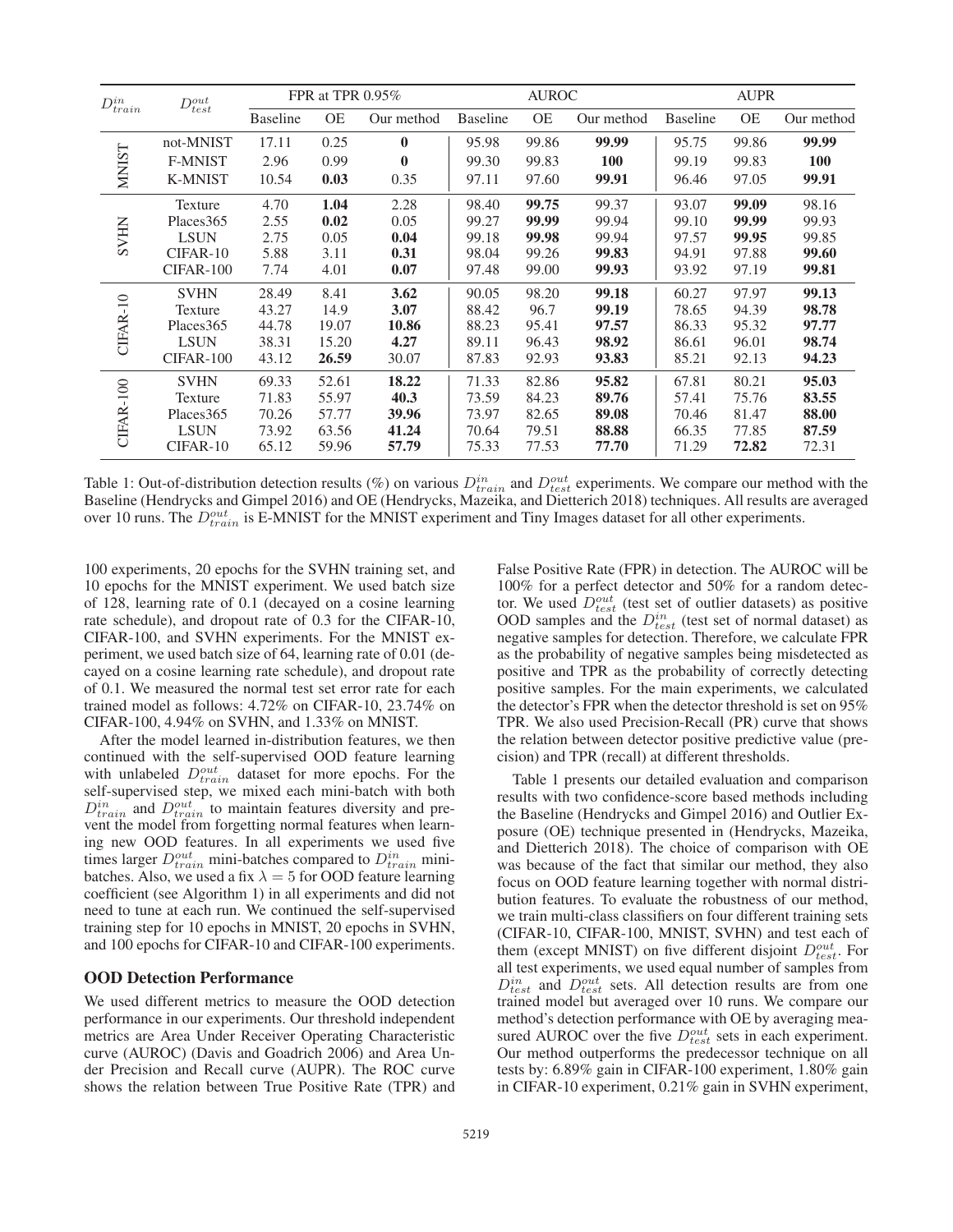| $D^{in}_{train}$ | $D^{out}_{test}$ | FPR at TPR 0.95% | | | AUROC | | | AUPR | | |
|---|---|---|---|---|---|---|---|---|---|---|
| | | Baseline | OE | Our method | Baseline | OE | Our method | Baseline | OE | Our method |
| MNIST | not-MNIST | 17.11 | 0.25 | **0** | 95.98 | 99.86 | **99.99** | 95.75 | 99.86 | **99.99** |
| | F-MNIST | 2.96 | 0.99 | **0** | 99.30 | 99.83 | **100** | 99.19 | 99.83 | **100** |
| | K-MNIST | 10.54 | **0.03** | 0.35 | 97.11 | 97.60 | **99.91** | 96.46 | 97.05 | **99.91** |
| SVHN | Texture | 4.70 | **1.04** | 2.28 | 98.40 | **99.75** | 99.37 | 93.07 | **99.09** | 98.16 |
| | Places365 | 2.55 | **0.02** | 0.05 | 99.27 | **99.99** | 99.94 | 99.10 | **99.99** | 99.93 |
| | LSUN | 2.75 | 0.05 | **0.04** | 99.18 | **99.98** | 99.94 | 97.57 | **99.95** | 99.85 |
| | CIFAR-10 | 5.88 | 3.11 | **0.31** | 98.04 | 99.26 | **99.83** | 94.91 | 97.88 | **99.60** |
| | CIFAR-100 | 7.74 | 4.01 | **0.07** | 97.48 | 99.00 | **99.93** | 93.92 | 97.19 | **99.81** |
| CIFAR-10 | SVHN | 28.49 | 8.41 | **3.62** | 90.05 | 98.20 | **99.18** | 60.27 | 97.97 | **99.13** |
| | Texture | 43.27 | 14.9 | **3.07** | 88.42 | 96.7 | **99.19** | 78.65 | 94.39 | **98.78** |
| | Places365 | 44.78 | 19.07 | **10.86** | 88.23 | 95.41 | **97.57** | 86.33 | 95.32 | **97.77** |
| | LSUN | 38.31 | 15.20 | **4.27** | 89.11 | 96.43 | **98.92** | 86.61 | 96.01 | **98.74** |
| | CIFAR-100 | 43.12 | **26.59** | 30.07 | 87.83 | 92.93 | **93.83** | 85.21 | 92.13 | **94.23** |
| CIFAR-100 | SVHN | 69.33 | 52.61 | **18.22** | 71.33 | 82.86 | **95.82** | 67.81 | 80.21 | **95.03** |
| | Texture | 71.83 | 55.97 | **40.3** | 73.59 | 84.23 | **89.76** | 57.41 | 75.76 | **83.55** |
| | Places365 | 70.26 | 57.77 | **39.96** | 73.97 | 82.65 | **89.08** | 70.46 | 81.47 | **88.00** |
| | LSUN | 73.92 | 63.56 | **41.24** | 70.64 | 79.51 | **88.88** | 66.35 | 77.85 | **87.59** |
| | CIFAR-10 | 65.12 | 59.96 | **57.79** | 75.33 | 77.53 | **77.70** | 71.29 | **72.82** | 72.31 |

Table 1: Out-of-distribution detection results (%) on various $D^{in}_{train}$ and $D^{out}_{test}$ experiments. We compare our method with the Baseline (Hendrycks and Gimpel 2016) and OE (Hendrycks, Mazeika, and Dietterich 2018) techniques. All results are averaged over 10 runs. The $D^{out}_{train}$ is E-MNIST for the MNIST experiment and Tiny Images dataset for all other experiments.

100 experiments, 20 epochs for the SVHN training set, and 10 epochs for the MNIST experiment. We used batch size of 128, learning rate of 0.1 (decayed on a cosine learning rate schedule), and dropout rate of 0.3 for the CIFAR-10, CIFAR-100, and SVHN experiments. For the MNIST experiment, we used batch size of 64, learning rate of 0.01 (decayed on a cosine learning rate schedule), and dropout rate of 0.1. We measured the normal test set error rate for each trained model as follows: 4.72% on CIFAR-10, 23.74% on CIFAR-100, 4.94% on SVHN, and 1.33% on MNIST.

After the model learned in-distribution features, we then continued with the self-supervised OOD feature learning with unlabeled $D^{out}_{train}$ dataset for more epochs. For the self-supervised step, we mixed each mini-batch with both $D^{in}_{train}$ and $D^{out}_{train}$ to maintain features diversity and prevent the model from forgetting normal features when learning new OOD features. In all experiments we used five times larger $D^{out}_{train}$ mini-batches compared to $D^{in}_{train}$ mini-batches. Also, we used a fix $\lambda = 5$ for OOD feature learning coefficient (see Algorithm 1) in all experiments and did not need to tune at each run. We continued the self-supervised training step for 10 epochs in MNIST, 20 epochs in SVHN, and 100 epochs for CIFAR-10 and CIFAR-100 experiments.

### OOD Detection Performance

We used different metrics to measure the OOD detection performance in our experiments. Our threshold independent metrics are Area Under Receiver Operating Characteristic curve (AUROC) (Davis and Goadrich 2006) and Area Under Precision and Recall curve (AUPR). The ROC curve shows the relation between True Positive Rate (TPR) and False Positive Rate (FPR) in detection. The AUROC will be 100% for a perfect detector and 50% for a random detector. We used $D^{out}_{test}$ (test set of outlier datasets) as positive OOD samples and the $D^{in}_{test}$ (test set of normal dataset) as negative samples for detection. Therefore, we calculate FPR as the probability of negative samples being misdetected as positive and TPR as the probability of correctly detecting positive samples. For the main experiments, we calculated the detector's FPR when the detector threshold is set on 95% TPR. We also used Precision-Recall (PR) curve that shows the relation between detector positive predictive value (precision) and TPR (recall) at different thresholds.

Table 1 presents our detailed evaluation and comparison results with two confidence-score based methods including the Baseline (Hendrycks and Gimpel 2016) and Outlier Exposure (OE) technique presented in (Hendrycks, Mazeika, and Dietterich 2018). The choice of comparison with OE was because of the fact that similar our method, they also focus on OOD feature learning together with normal distribution features. To evaluate the robustness of our method, we train multi-class classifiers on four different training sets (CIFAR-10, CIFAR-100, MNIST, SVHN) and test each of them (except MNIST) on five different disjoint $D^{out}_{test}$. For all test experiments, we used equal number of samples from $D^{in}_{test}$ and $D^{out}_{test}$ sets. All detection results are from one trained model but averaged over 10 runs. We compare our method's detection performance with OE by averaging measured AUROC over the five $D^{out}_{test}$ sets in each experiment. Our method outperforms the predecessor technique on all tests by: 6.89% gain in CIFAR-100 experiment, 1.80% gain in CIFAR-10 experiment, 0.21% gain in SVHN experiment,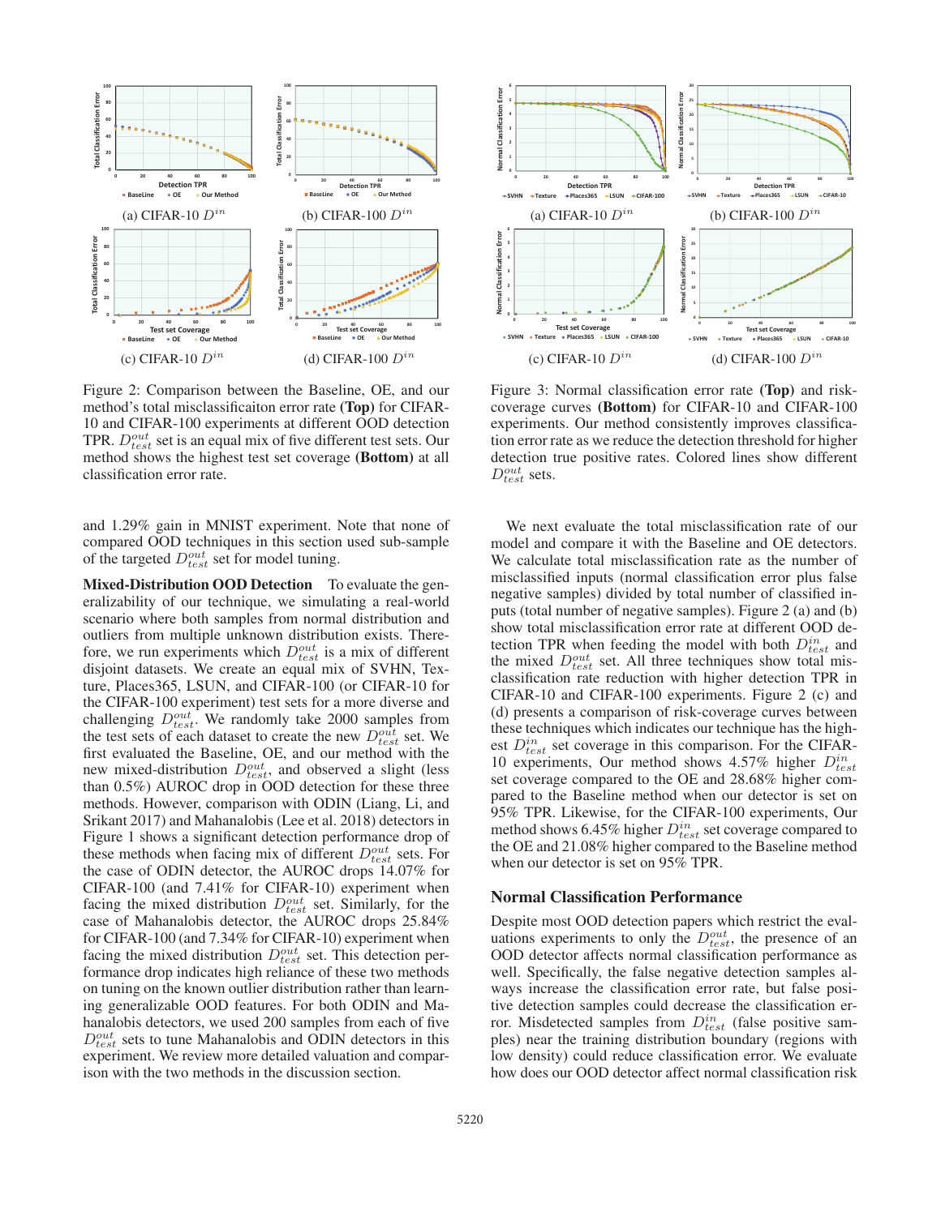(a) CIFAR-10 $D^{in}$

(b) CIFAR-100 $D^{in}$

(c) CIFAR-10 $D^{in}$

(d) CIFAR-100 $D^{in}$

Figure 2: Comparison between the Baseline, OE, and our method's total misclassificaiton error rate **(Top)** for CIFAR-10 and CIFAR-100 experiments at different OOD detection TPR. $D^{out}_{test}$ set is an equal mix of five different test sets. Our method shows the highest test set coverage **(Bottom)** at all classification error rate.

(a) CIFAR-10 $D^{in}$

(b) CIFAR-100 $D^{in}$

(c) CIFAR-10 $D^{in}$

(d) CIFAR-100 $D^{in}$

Figure 3: Normal classification error rate **(Top)** and risk-coverage curves **(Bottom)** for CIFAR-10 and CIFAR-100 experiments. Our method consistently improves classification error rate as we reduce the detection threshold for higher detection true positive rates. Colored lines show different $D^{out}_{test}$ sets.

and 1.29% gain in MNIST experiment. Note that none of compared OOD techniques in this section used sub-sample of the targeted $D^{out}_{test}$ set for model tuning.

**Mixed-Distribution OOD Detection** To evaluate the generalizability of our technique, we simulating a real-world scenario where both samples from normal distribution and outliers from multiple unknown distribution exists. Therefore, we run experiments which $D^{out}_{test}$ is a mix of different disjoint datasets. We create an equal mix of SVHN, Texture, Places365, LSUN, and CIFAR-100 (or CIFAR-10 for the CIFAR-100 experiment) test sets for a more diverse and challenging $D^{out}_{test}$. We randomly take 2000 samples from the test sets of each dataset to create the new $D^{out}_{test}$ set. We first evaluated the Baseline, OE, and our method with the new mixed-distribution $D^{out}_{test}$, and observed a slight (less than 0.5%) AUROC drop in OOD detection for these three methods. However, comparison with ODIN (Liang, Li, and Srikant 2017) and Mahanalobis (Lee et al. 2018) detectors in Figure 1 shows a significant detection performance drop of these methods when facing mix of different $D^{out}_{test}$ sets. For the case of ODIN detector, the AUROC drops 14.07% for CIFAR-100 (and 7.41% for CIFAR-10) experiment when facing the mixed distribution $D^{out}_{test}$ set. Similarly, for the case of Mahanalobis detector, the AUROC drops 25.84% for CIFAR-100 (and 7.34% for CIFAR-10) experiment when facing the mixed distribution $D^{out}_{test}$ set. This detection performance drop indicates high reliance of these two methods on tuning on the known outlier distribution rather than learning generalizable OOD features. For both ODIN and Mahanalobis detectors, we used 200 samples from each of five $D^{out}_{test}$ sets to tune Mahanalobis and ODIN detectors in this experiment. We review more detailed valuation and comparison with the two methods in the discussion section.

We next evaluate the total misclassification rate of our model and compare it with the Baseline and OE detectors. We calculate total misclassification rate as the number of misclassified inputs (normal classification error plus false negative samples) divided by total number of classified inputs (total number of negative samples). Figure 2 (a) and (b) show total misclassification error rate at different OOD detection TPR when feeding the model with both $D^{in}_{test}$ and the mixed $D^{out}_{test}$ set. All three techniques show total misclassification rate reduction with higher detection TPR in CIFAR-10 and CIFAR-100 experiments. Figure 2 (c) and (d) presents a comparison of risk-coverage curves between these techniques which indicates our technique has the highest $D^{in}_{test}$ set coverage in this comparison. For the CIFAR-10 experiments, Our method shows 4.57% higher $D^{in}_{test}$ set coverage compared to the OE and 28.68% higher compared to the Baseline method when our detector is set on 95% TPR. Likewise, for the CIFAR-100 experiments, Our method shows 6.45% higher $D^{in}_{test}$ set coverage compared to the OE and 21.08% higher compared to the Baseline method when our detector is set on 95% TPR.

## Normal Classification Performance

Despite most OOD detection papers which restrict the evaluations experiments to only the $D^{out}_{test}$, the presence of an OOD detector affects normal classification performance as well. Specifically, the false negative detection samples always increase the classification error rate, but false positive detection samples could decrease the classification error. Misdetected samples from $D^{in}_{test}$ (false positive samples) near the training distribution boundary (regions with low density) could reduce classification error. We evaluate how does our OOD detector affect normal classification risk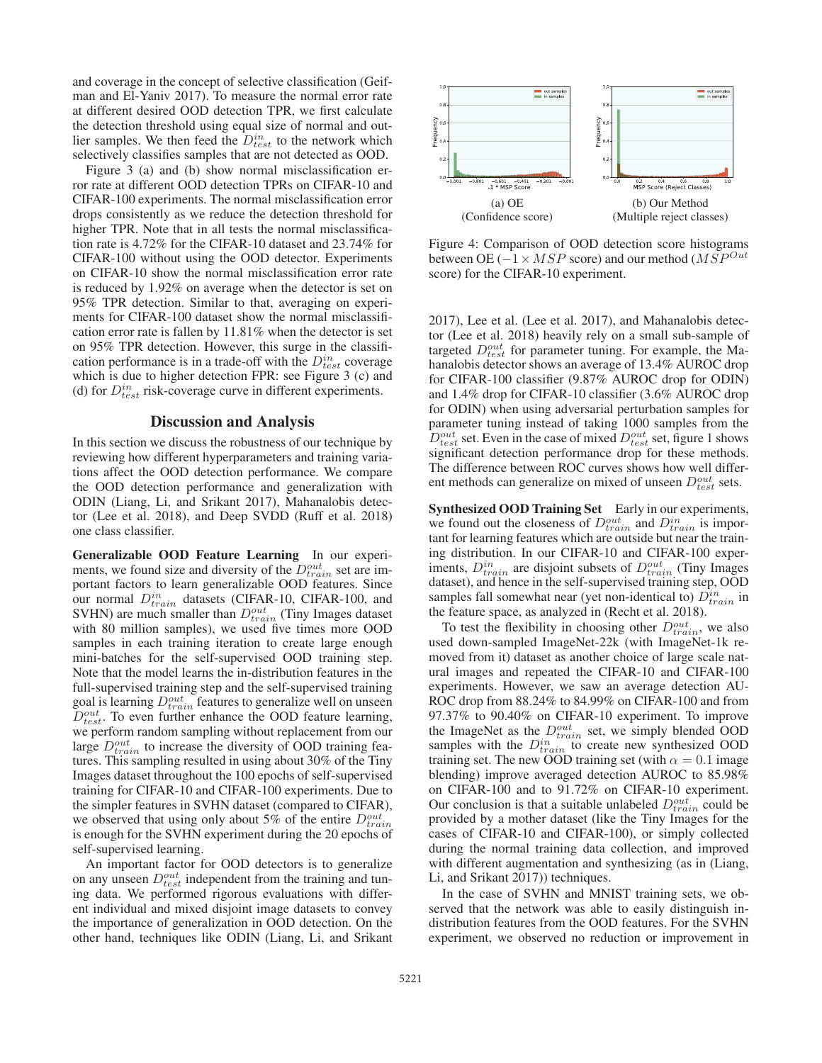and coverage in the concept of selective classification (Geifman and El-Yaniv 2017). To measure the normal error rate at different desired OOD detection TPR, we first calculate the detection threshold using equal size of normal and outlier samples. We then feed the $D_{test}^{in}$ to the network which selectively classifies samples that are not detected as OOD.

Figure 3 (a) and (b) show normal misclassification error rate at different OOD detection TPRs on CIFAR-10 and CIFAR-100 experiments. The normal misclassification error drops consistently as we reduce the detection threshold for higher TPR. Note that in all tests the normal misclassification rate is 4.72% for the CIFAR-10 dataset and 23.74% for CIFAR-100 without using the OOD detector. Experiments on CIFAR-10 show the normal misclassification error rate is reduced by 1.92% on average when the detector is set on 95% TPR detection. Similar to that, averaging on experiments for CIFAR-100 dataset show the normal misclassification error rate is fallen by 11.81% when the detector is set on 95% TPR detection. However, this surge in the classification performance is in a trade-off with the $D_{test}^{in}$ coverage which is due to higher detection FPR: see Figure 3 (c) and (d) for $D_{test}^{in}$ risk-coverage curve in different experiments.

## Discussion and Analysis

In this section we discuss the robustness of our technique by reviewing how different hyperparameters and training variations affect the OOD detection performance. We compare the OOD detection performance and generalization with ODIN (Liang, Li, and Srikant 2017), Mahanalobis detector (Lee et al. 2018), and Deep SVDD (Ruff et al. 2018) one class classifier.

**Generalizable OOD Feature Learning** In our experiments, we found size and diversity of the $D_{train}^{out}$ set are important factors to learn generalizable OOD features. Since our normal $D_{train}^{in}$ datasets (CIFAR-10, CIFAR-100, and SVHN) are much smaller than $D_{train}^{out}$ (Tiny Images dataset with 80 million samples), we used five times more OOD samples in each training iteration to create large enough mini-batches for the self-supervised OOD training step. Note that the model learns the in-distribution features in the full-supervised training step and the self-supervised training goal is learning $D_{train}^{out}$ features to generalize well on unseen $D_{test}^{out}$. To even further enhance the OOD feature learning, we perform random sampling without replacement from our large $D_{train}^{out}$ to increase the diversity of OOD training features. This sampling resulted in using about 30% of the Tiny Images dataset throughout the 100 epochs of self-supervised training for CIFAR-10 and CIFAR-100 experiments. Due to the simpler features in SVHN dataset (compared to CIFAR), we observed that using only about 5% of the entire $D_{train}^{out}$ is enough for the SVHN experiment during the 20 epochs of self-supervised learning.

An important factor for OOD detectors is to generalize on any unseen $D_{test}^{out}$ independent from the training and tuning data. We performed rigorous evaluations with different individual and mixed disjoint image datasets to convey the importance of generalization in OOD detection. On the other hand, techniques like ODIN (Liang, Li, and Srikant 2017), Lee et al. (Lee et al. 2017), and Mahanalobis detector (Lee et al. 2018) heavily rely on a small sub-sample of targeted $D_{test}^{out}$ for parameter tuning. For example, the Mahanalobis detector shows an average of 13.4% AUROC drop for CIFAR-100 classifier (9.87% AUROC drop for ODIN) and 1.4% drop for CIFAR-10 classifier (3.6% AUROC drop for ODIN) when using adversarial perturbation samples for parameter tuning instead of taking 1000 samples from the $D_{test}^{out}$ set. Even in the case of mixed $D_{test}^{out}$ set, figure 1 shows significant detection performance drop for these methods. The difference between ROC curves shows how well different methods can generalize on mixed of unseen $D_{test}^{out}$ sets.

(a) OE (Confidence score) (b) Our Method (Multiple reject classes)

Figure 4: Comparison of OOD detection score histograms between OE ($-1 \times MSP$ score) and our method ($MSP^{Out}$ score) for the CIFAR-10 experiment.

**Synthesized OOD Training Set** Early in our experiments, we found out the closeness of $D_{train}^{out}$ and $D_{train}^{in}$ is important for learning features which are outside but near the training distribution. In our CIFAR-10 and CIFAR-100 experiments, $D_{train}^{in}$ are disjoint subsets of $D_{train}^{out}$ (Tiny Images dataset), and hence in the self-supervised training step, OOD samples fall somewhat near (yet non-identical to) $D_{train}^{in}$ in the feature space, as analyzed in (Recht et al. 2018).

To test the flexibility in choosing other $D_{train}^{out}$, we also used down-sampled ImageNet-22k (with ImageNet-1k removed from it) dataset as another choice of large scale natural images and repeated the CIFAR-10 and CIFAR-100 experiments. However, we saw an average detection AUROC drop from 88.24% to 84.99% on CIFAR-100 and from 97.37% to 90.40% on CIFAR-10 experiment. To improve the ImageNet as the $D_{train}^{out}$ set, we simply blended OOD samples with the $D_{train}^{in}$ to create new synthesized OOD training set. The new OOD training set (with $\alpha = 0.1$ image blending) improve averaged detection AUROC to 85.98% on CIFAR-100 and to 91.72% on CIFAR-10 experiment. Our conclusion is that a suitable unlabeled $D_{train}^{out}$ could be provided by a mother dataset (like the Tiny Images for the cases of CIFAR-10 and CIFAR-100), or simply collected during the normal training data collection, and improved with different augmentation and synthesizing (as in (Liang, Li, and Srikant 2017)) techniques.

In the case of SVHN and MNIST training sets, we observed that the network was able to easily distinguish in-distribution features from the OOD features. For the SVHN experiment, we observed no reduction or improvement in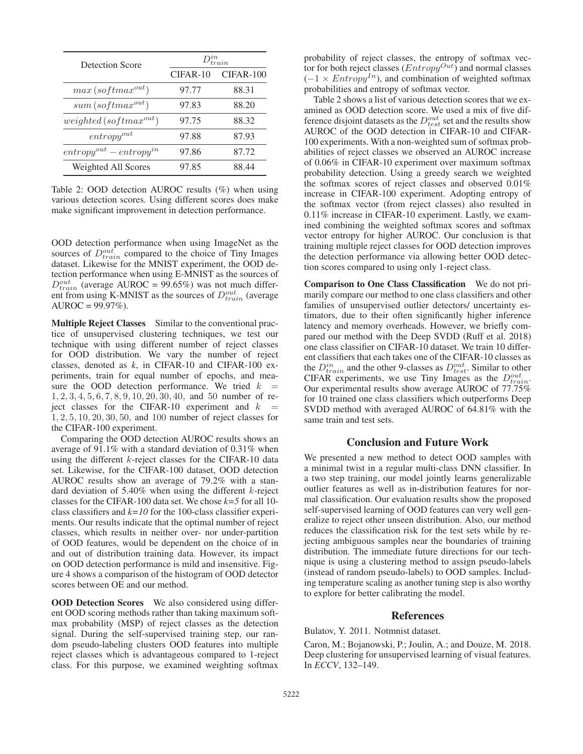| Detection Score | $D_{train}^{in}$ | |
|---|---|---|
| | CIFAR-10 | CIFAR-100 |
| $max\,(softmax^{out})$ | 97.77 | 88.31 |
| $sum\,(softmax^{out})$ | 97.83 | 88.20 |
| $weighted\,(softmax^{out})$ | 97.75 | 88.32 |
| $entropy^{out}$ | 97.88 | 87.93 |
| $entropy^{out} - entropy^{in}$ | 97.86 | 87.72 |
| Weighted All Scores | 97.85 | 88.44 |

Table 2: OOD detection AUROC results (%) when using various detection scores. Using different scores does make make significant improvement in detection performance.

OOD detection performance when using ImageNet as the sources of $D_{train}^{out}$ compared to the choice of Tiny Images dataset. Likewise for the MNIST experiment, the OOD detection performance when using E-MNIST as the sources of $D_{train}^{out}$ (average AUROC = 99.65%) was not much different from using K-MNIST as the sources of $D_{train}^{out}$ (average AUROC = 99.97%).

**Multiple Reject Classes** Similar to the conventional practice of unsupervised clustering techniques, we test our technique with using different number of reject classes for OOD distribution. We vary the number of reject classes, denoted as *k*, in CIFAR-10 and CIFAR-100 experiments, train for equal number of epochs, and measure the OOD detection performance. We tried $k = 1, 2, 3, 4, 5, 6, 7, 8, 9, 10, 20, 30, 40,$ and $50$ number of reject classes for the CIFAR-10 experiment and $k = 1, 2, 5, 10, 20, 30, 50,$ and $100$ number of reject classes for the CIFAR-100 experiment.

Comparing the OOD detection AUROC results shows an average of 91.1% with a standard deviation of 0.31% when using the different $k$-reject classes for the CIFAR-10 data set. Likewise, for the CIFAR-100 dataset, OOD detection AUROC results show an average of 79.2% with a standard deviation of 5.40% when using the different $k$-reject classes for the CIFAR-100 data set. We chose *k=5* for all 10-class classifiers and *k=10* for the 100-class classifier experiments. Our results indicate that the optimal number of reject classes, which results in neither over- nor under-partition of OOD features, would be dependent on the choice of in and out of distribution training data. However, its impact on OOD detection performance is mild and insensitive. Figure 4 shows a comparison of the histogram of OOD detector scores between OE and our method.

**OOD Detection Scores** We also considered using different OOD scoring methods rather than taking maximum softmax probability (MSP) of reject classes as the detection signal. During the self-supervised training step, our random pseudo-labeling clusters OOD features into multiple reject classes which is advantageous compared to 1-reject class. For this purpose, we examined weighting softmax probability of reject classes, the entropy of softmax vector for both reject classes ($Entropy^{Out}$) and normal classes ($-1 \times Entropy^{In}$), and combination of weighted softmax probabilities and entropy of softmax vector.

Table 2 shows a list of various detection scores that we examined as OOD detection score. We used a mix of five difference disjoint datasets as the $D_{test}^{out}$ set and the results show AUROC of the OOD detection in CIFAR-10 and CIFAR-100 experiments. With a non-weighted sum of softmax probabilities of reject classes we observed an AUROC increase of 0.06% in CIFAR-10 experiment over maximum softmax probability detection. Using a greedy search we weighted the softmax scores of reject classes and observed 0.01% increase in CIFAR-100 experiment. Adopting entropy of the softmax vector (from reject classes) also resulted in 0.11% increase in CIFAR-10 experiment. Lastly, we examined combining the weighted softmax scores and softmax vector entropy for higher AUROC. Our conclusion is that training multiple reject classes for OOD detection improves the detection performance via allowing better OOD detection scores compared to using only 1-reject class.

**Comparison to One Class Classification** We do not primarily compare our method to one class classifiers and other families of unsupervised outlier detectors/ uncertainty estimators, due to their often significantly higher inference latency and memory overheads. However, we briefly compared our method with the Deep SVDD (Ruff et al. 2018) one class classifier on CIFAR-10 dataset. We train 10 different classifiers that each takes one of the CIFAR-10 classes as the $D_{train}^{in}$ and the other 9-classes as $D_{test}^{out}$. Similar to other CIFAR experiments, we use Tiny Images as the $D_{train}^{out}$. Our experimental results show average AUROC of 77.75% for 10 trained one class classifiers which outperforms Deep SVDD method with averaged AUROC of 64.81% with the same train and test sets.

## Conclusion and Future Work

We presented a new method to detect OOD samples with a minimal twist in a regular multi-class DNN classifier. In a two step training, our model jointly learns generalizable outlier features as well as in-distribution features for normal classification. Our evaluation results show the proposed self-supervised learning of OOD features can very well generalize to reject other unseen distribution. Also, our method reduces the classification risk for the test sets while by rejecting ambiguous samples near the boundaries of training distribution. The immediate future directions for our technique is using a clustering method to assign pseudo-labels (instead of random pseudo-labels) to OOD samples. Including temperature scaling as another tuning step is also worthy to explore for better calibrating the model.

## References

Bulatov, Y. 2011. Notmnist dataset.

Caron, M.; Bojanowski, P.; Joulin, A.; and Douze, M. 2018. Deep clustering for unsupervised learning of visual features. In *ECCV*, 132–149.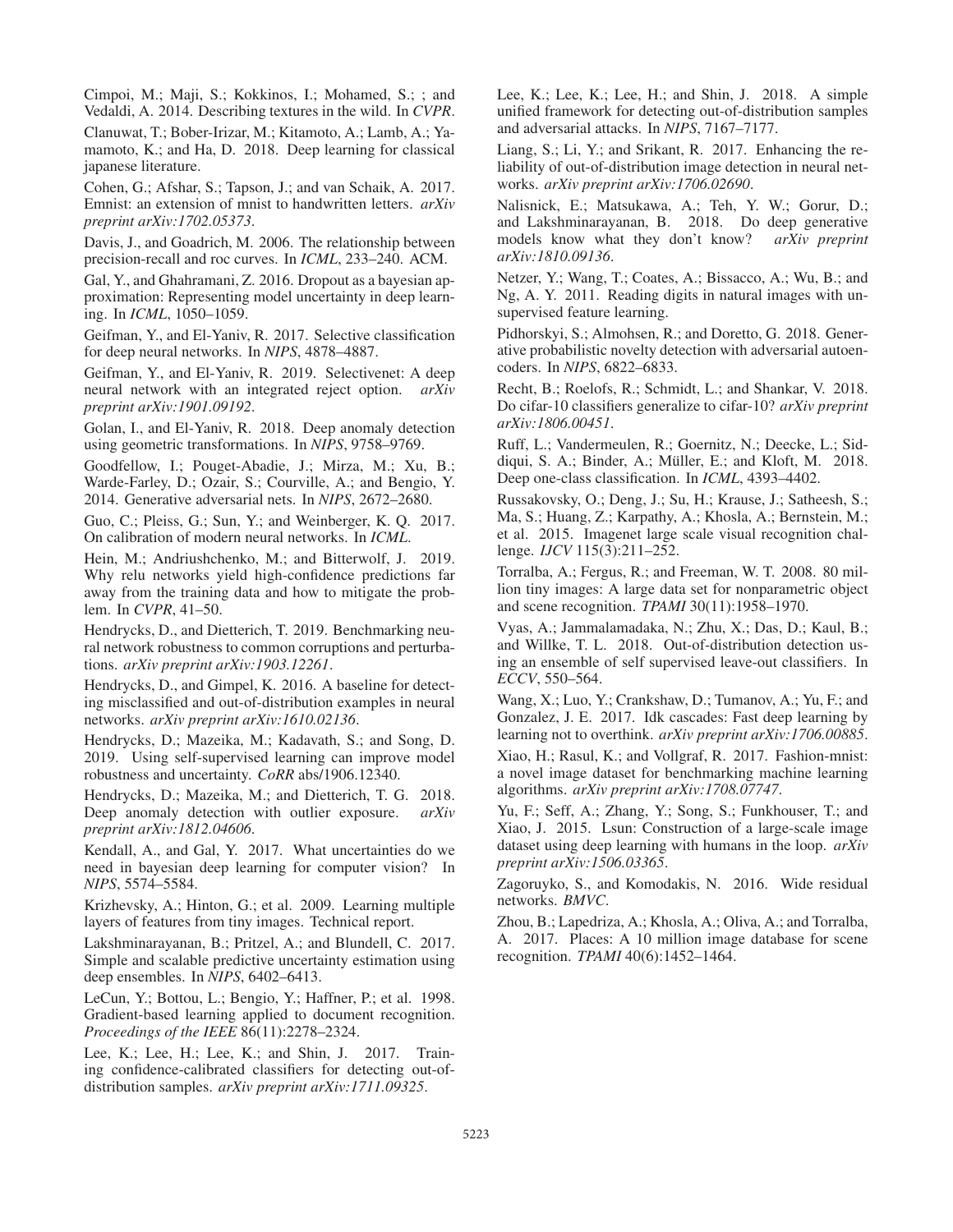Cimpoi, M.; Maji, S.; Kokkinos, I.; Mohamed, S.; ; and Vedaldi, A. 2014. Describing textures in the wild. In *CVPR*.

Clanuwat, T.; Bober-Irizar, M.; Kitamoto, A.; Lamb, A.; Yamamoto, K.; and Ha, D. 2018. Deep learning for classical japanese literature.

Cohen, G.; Afshar, S.; Tapson, J.; and van Schaik, A. 2017. Emnist: an extension of mnist to handwritten letters. *arXiv preprint arXiv:1702.05373*.

Davis, J., and Goadrich, M. 2006. The relationship between precision-recall and roc curves. In *ICML*, 233–240. ACM.

Gal, Y., and Ghahramani, Z. 2016. Dropout as a bayesian approximation: Representing model uncertainty in deep learning. In *ICML*, 1050–1059.

Geifman, Y., and El-Yaniv, R. 2017. Selective classification for deep neural networks. In *NIPS*, 4878–4887.

Geifman, Y., and El-Yaniv, R. 2019. Selectivenet: A deep neural network with an integrated reject option. *arXiv preprint arXiv:1901.09192*.

Golan, I., and El-Yaniv, R. 2018. Deep anomaly detection using geometric transformations. In *NIPS*, 9758–9769.

Goodfellow, I.; Pouget-Abadie, J.; Mirza, M.; Xu, B.; Warde-Farley, D.; Ozair, S.; Courville, A.; and Bengio, Y. 2014. Generative adversarial nets. In *NIPS*, 2672–2680.

Guo, C.; Pleiss, G.; Sun, Y.; and Weinberger, K. Q. 2017. On calibration of modern neural networks. In *ICML*.

Hein, M.; Andriushchenko, M.; and Bitterwolf, J. 2019. Why relu networks yield high-confidence predictions far away from the training data and how to mitigate the problem. In *CVPR*, 41–50.

Hendrycks, D., and Dietterich, T. 2019. Benchmarking neural network robustness to common corruptions and perturbations. *arXiv preprint arXiv:1903.12261*.

Hendrycks, D., and Gimpel, K. 2016. A baseline for detecting misclassified and out-of-distribution examples in neural networks. *arXiv preprint arXiv:1610.02136*.

Hendrycks, D.; Mazeika, M.; Kadavath, S.; and Song, D. 2019. Using self-supervised learning can improve model robustness and uncertainty. *CoRR* abs/1906.12340.

Hendrycks, D.; Mazeika, M.; and Dietterich, T. G. 2018. Deep anomaly detection with outlier exposure. *arXiv preprint arXiv:1812.04606*.

Kendall, A., and Gal, Y. 2017. What uncertainties do we need in bayesian deep learning for computer vision? In *NIPS*, 5574–5584.

Krizhevsky, A.; Hinton, G.; et al. 2009. Learning multiple layers of features from tiny images. Technical report.

Lakshminarayanan, B.; Pritzel, A.; and Blundell, C. 2017. Simple and scalable predictive uncertainty estimation using deep ensembles. In *NIPS*, 6402–6413.

LeCun, Y.; Bottou, L.; Bengio, Y.; Haffner, P.; et al. 1998. Gradient-based learning applied to document recognition. *Proceedings of the IEEE* 86(11):2278–2324.

Lee, K.; Lee, H.; Lee, K.; and Shin, J. 2017. Training confidence-calibrated classifiers for detecting out-of-distribution samples. *arXiv preprint arXiv:1711.09325*.

Lee, K.; Lee, K.; Lee, H.; and Shin, J. 2018. A simple unified framework for detecting out-of-distribution samples and adversarial attacks. In *NIPS*, 7167–7177.

Liang, S.; Li, Y.; and Srikant, R. 2017. Enhancing the reliability of out-of-distribution image detection in neural networks. *arXiv preprint arXiv:1706.02690*.

Nalisnick, E.; Matsukawa, A.; Teh, Y. W.; Gorur, D.; and Lakshminarayanan, B. 2018. Do deep generative models know what they don't know? *arXiv preprint arXiv:1810.09136*.

Netzer, Y.; Wang, T.; Coates, A.; Bissacco, A.; Wu, B.; and Ng, A. Y. 2011. Reading digits in natural images with unsupervised feature learning.

Pidhorskyi, S.; Almohsen, R.; and Doretto, G. 2018. Generative probabilistic novelty detection with adversarial autoencoders. In *NIPS*, 6822–6833.

Recht, B.; Roelofs, R.; Schmidt, L.; and Shankar, V. 2018. Do cifar-10 classifiers generalize to cifar-10? *arXiv preprint arXiv:1806.00451*.

Ruff, L.; Vandermeulen, R.; Goernitz, N.; Deecke, L.; Siddiqui, S. A.; Binder, A.; Müller, E.; and Kloft, M. 2018. Deep one-class classification. In *ICML*, 4393–4402.

Russakovsky, O.; Deng, J.; Su, H.; Krause, J.; Satheesh, S.; Ma, S.; Huang, Z.; Karpathy, A.; Khosla, A.; Bernstein, M.; et al. 2015. Imagenet large scale visual recognition challenge. *IJCV* 115(3):211–252.

Torralba, A.; Fergus, R.; and Freeman, W. T. 2008. 80 million tiny images: A large data set for nonparametric object and scene recognition. *TPAMI* 30(11):1958–1970.

Vyas, A.; Jammalamadaka, N.; Zhu, X.; Das, D.; Kaul, B.; and Willke, T. L. 2018. Out-of-distribution detection using an ensemble of self supervised leave-out classifiers. In *ECCV*, 550–564.

Wang, X.; Luo, Y.; Crankshaw, D.; Tumanov, A.; Yu, F.; and Gonzalez, J. E. 2017. Idk cascades: Fast deep learning by learning not to overthink. *arXiv preprint arXiv:1706.00885*.

Xiao, H.; Rasul, K.; and Vollgraf, R. 2017. Fashion-mnist: a novel image dataset for benchmarking machine learning algorithms. *arXiv preprint arXiv:1708.07747*.

Yu, F.; Seff, A.; Zhang, Y.; Song, S.; Funkhouser, T.; and Xiao, J. 2015. Lsun: Construction of a large-scale image dataset using deep learning with humans in the loop. *arXiv preprint arXiv:1506.03365*.

Zagoruyko, S., and Komodakis, N. 2016. Wide residual networks. *BMVC*.

Zhou, B.; Lapedriza, A.; Khosla, A.; Oliva, A.; and Torralba, A. 2017. Places: A 10 million image database for scene recognition. *TPAMI* 40(6):1452–1464.